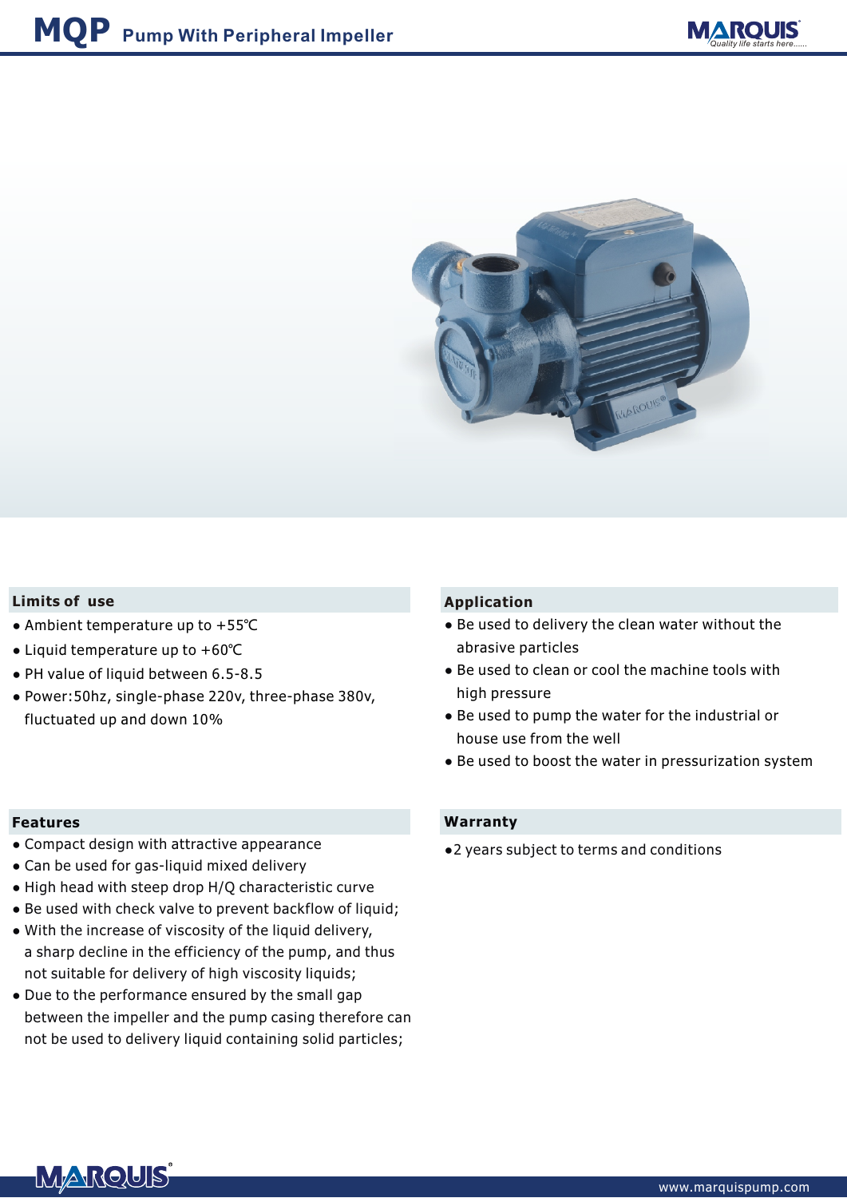# MQP Pump With Peripheral Impeller

## Limits of use

- Ambient temperature up to +55℃
- Liquid temperature up to +60℃
- PH value of liquid between 6.5-8.5
- Power:50hz, single-phase 220v, three-phase 380v, fluctuated up and down 10%

## Application

- Be used to delivery the clean water without the abrasive particles
- Be used to clean or cool the machine tools with high pressure
- Be used to pump the water for the industrial or house use from the well
- Be used to boost the water in pressurization system

## Features

- Compact design with attractive appearance
- Can be used for gas-liquid mixed delivery
- High head with steep drop H/Q characteristic curve
- Be used with check valve to prevent backflow of liquid;
- With the increase of viscosity of the liquid delivery, a sharp decline in the efficiency of the pump, and thus not suitable for delivery of high viscosity liquids;
- Due to the performance ensured by the small gap between the impeller and the pump casing therefore can not be used to delivery liquid containing solid particles;

## Warranty

- 2 years subject to terms and conditions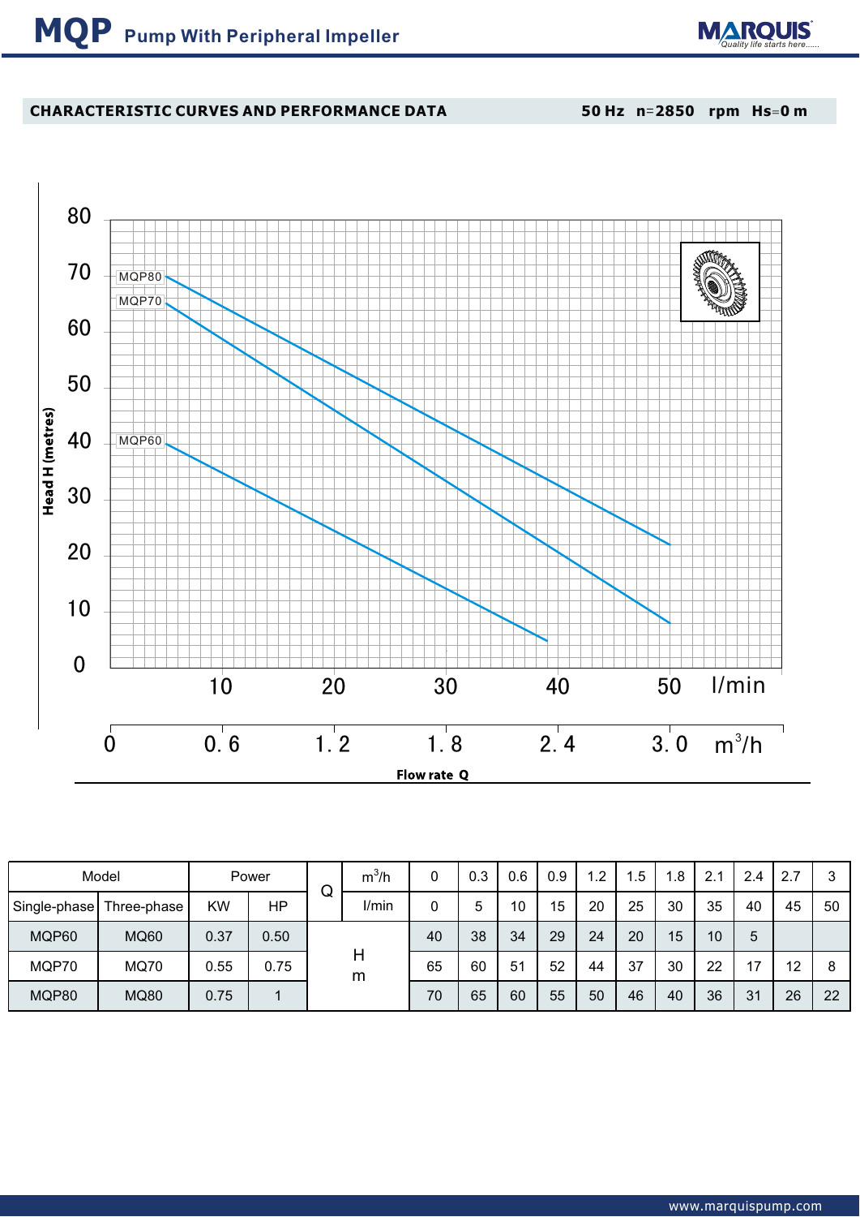# MQP Pump With Peripheral Impeller

## CHARACTERISTIC CURVES AND PERFORMANCE DATA

50 Hz n=2850 rpm Hs=0 m

| Model | | Power | | Q | m³/h | 0 | 0.3 | 0.6 | 0.9 | 1.2 | 1.5 | 1.8 | 2.1 | 2.4 | 2.7 | 3 |
|---|---|---|---|---|---|---|---|---|---|---|---|---|---|---|---|---|
| Single-phase | Three-phase | KW | HP | | l/min | 0 | 5 | 10 | 15 | 20 | 25 | 30 | 35 | 40 | 45 | 50 |
| MQP60 | MQ60 | 0.37 | 0.50 | H m | | 40 | 38 | 34 | 29 | 24 | 20 | 15 | 10 | 5 | | |
| MQP70 | MQ70 | 0.55 | 0.75 | | | 65 | 60 | 51 | 52 | 44 | 37 | 30 | 22 | 17 | 12 | 8 |
| MQP80 | MQ80 | 0.75 | 1 | | | 70 | 65 | 60 | 55 | 50 | 46 | 40 | 36 | 31 | 26 | 22 |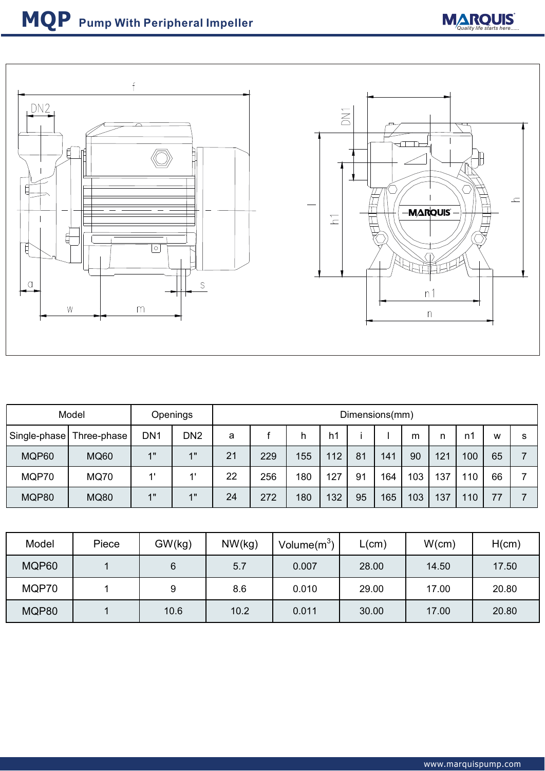# MQP Pump With Peripheral Impeller

| Model | | Openings | | Dimensions(mm) | | | | | | | | | | |
|---|---|---|---|---|---|---|---|---|---|---|---|---|---|---|
| Single-phase | Three-phase | DN1 | DN2 | a | f | h | h1 | i | l | m | n | n1 | w | s |
| MQP60 | MQ60 | 1" | 1" | 21 | 229 | 155 | 112 | 81 | 141 | 90 | 121 | 100 | 65 | 7 |
| MQP70 | MQ70 | 1' | 1' | 22 | 256 | 180 | 127 | 91 | 164 | 103 | 137 | 110 | 66 | 7 |
| MQP80 | MQ80 | 1" | 1" | 24 | 272 | 180 | 132 | 95 | 165 | 103 | 137 | 110 | 77 | 7 |

| Model | Piece | GW(kg) | NW(kg) | Volume($m^3$) | L(cm) | W(cm) | H(cm) |
|---|---|---|---|---|---|---|---|
| MQP60 | 1 | 6 | 5.7 | 0.007 | 28.00 | 14.50 | 17.50 |
| MQP70 | 1 | 9 | 8.6 | 0.010 | 29.00 | 17.00 | 20.80 |
| MQP80 | 1 | 10.6 | 10.2 | 0.011 | 30.00 | 17.00 | 20.80 |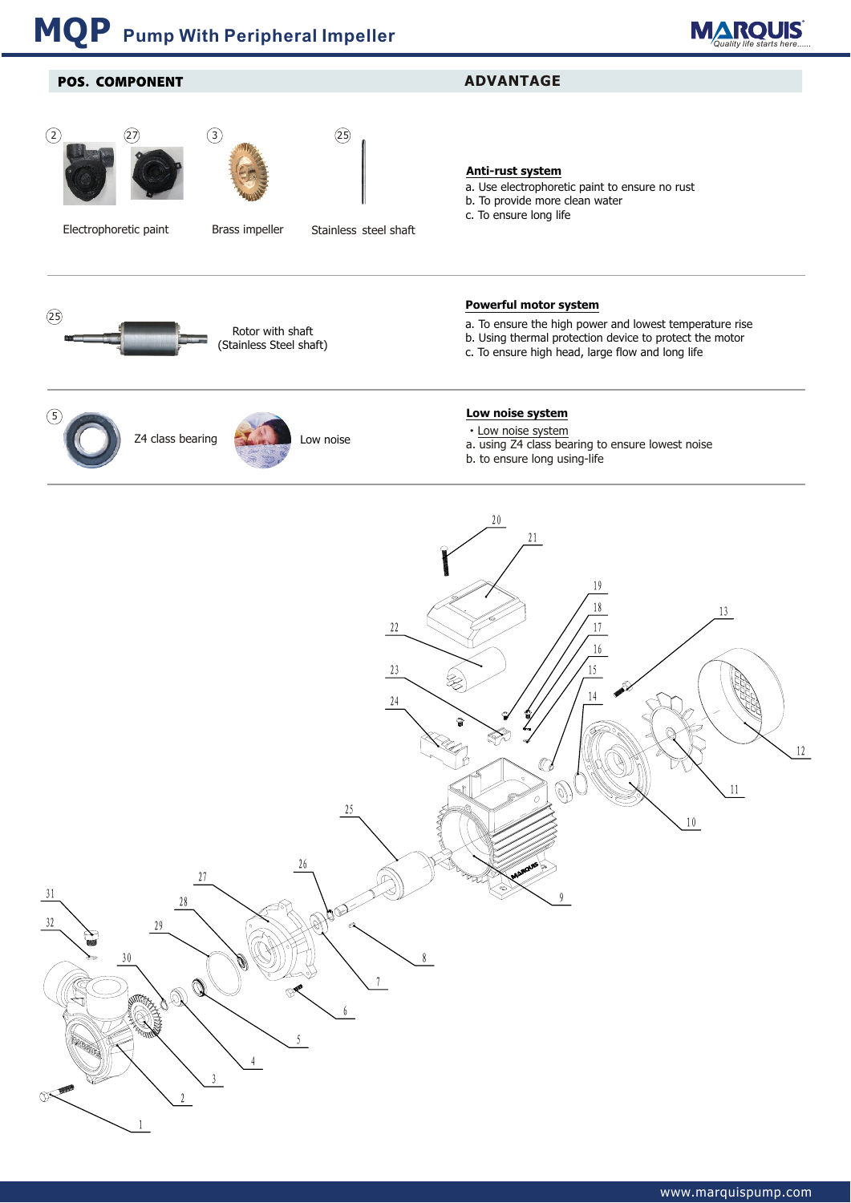# MQP Pump With Peripheral Impeller

| POS. COMPONENT | | | ADVANTAGE |
|---|---|---|---|
| ② ㉗ Electrophoretic paint | ③ Brass impeller | ㉕ Stainless steel shaft | **Anti-rust system**<br>a. Use electrophoretic paint to ensure no rust<br>b. To provide more clean water<br>c. To ensure long life |
| ㉕ Rotor with shaft (Stainless Steel shaft) | | | **Powerful motor system**<br>a. To ensure the high power and lowest temperature rise<br>b. Using thermal protection device to protect the motor<br>c. To ensure high head, large flow and long life |
| ⑤ Z4 class bearing | Low noise | | **Low noise system**<br>• Low noise system<br>a. using Z4 class bearing to ensure lowest noise<br>b. to ensure long using-life |

20 21 19 18 17 16 15 14 13 12 11 10 9 8 7 6 5 4 3 2 1 22 23 24 25 26 27 28 29 30 31 32

www.marquispump.com